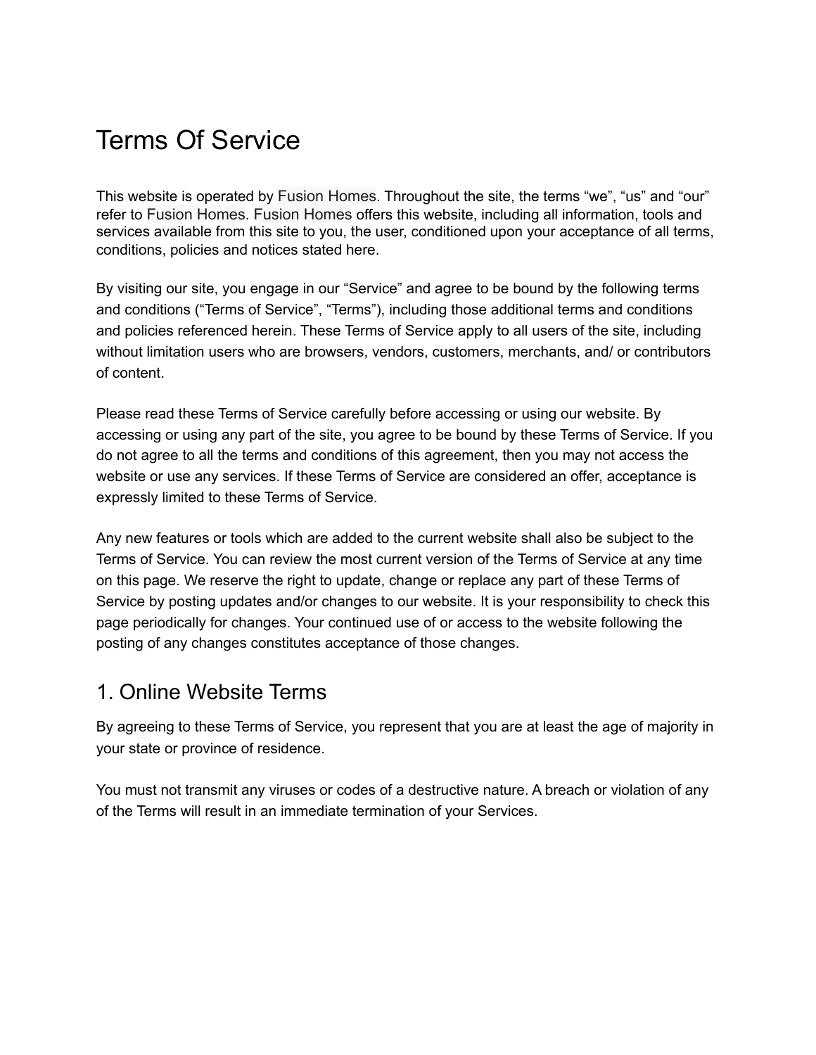# Terms Of Service

This website is operated by Fusion Homes. Throughout the site, the terms “we”, “us” and “our” refer to Fusion Homes. Fusion Homes offers this website, including all information, tools and services available from this site to you, the user, conditioned upon your acceptance of all terms, conditions, policies and notices stated here.

By visiting our site, you engage in our “Service” and agree to be bound by the following terms and conditions (“Terms of Service”, “Terms”), including those additional terms and conditions and policies referenced herein. These Terms of Service apply to all users of the site, including without limitation users who are browsers, vendors, customers, merchants, and/ or contributors of content.

Please read these Terms of Service carefully before accessing or using our website. By accessing or using any part of the site, you agree to be bound by these Terms of Service. If you do not agree to all the terms and conditions of this agreement, then you may not access the website or use any services. If these Terms of Service are considered an offer, acceptance is expressly limited to these Terms of Service.

Any new features or tools which are added to the current website shall also be subject to the Terms of Service. You can review the most current version of the Terms of Service at any time on this page. We reserve the right to update, change or replace any part of these Terms of Service by posting updates and/or changes to our website. It is your responsibility to check this page periodically for changes. Your continued use of or access to the website following the posting of any changes constitutes acceptance of those changes.

## 1. Online Website Terms

By agreeing to these Terms of Service, you represent that you are at least the age of majority in your state or province of residence.

You must not transmit any viruses or codes of a destructive nature. A breach or violation of any of the Terms will result in an immediate termination of your Services.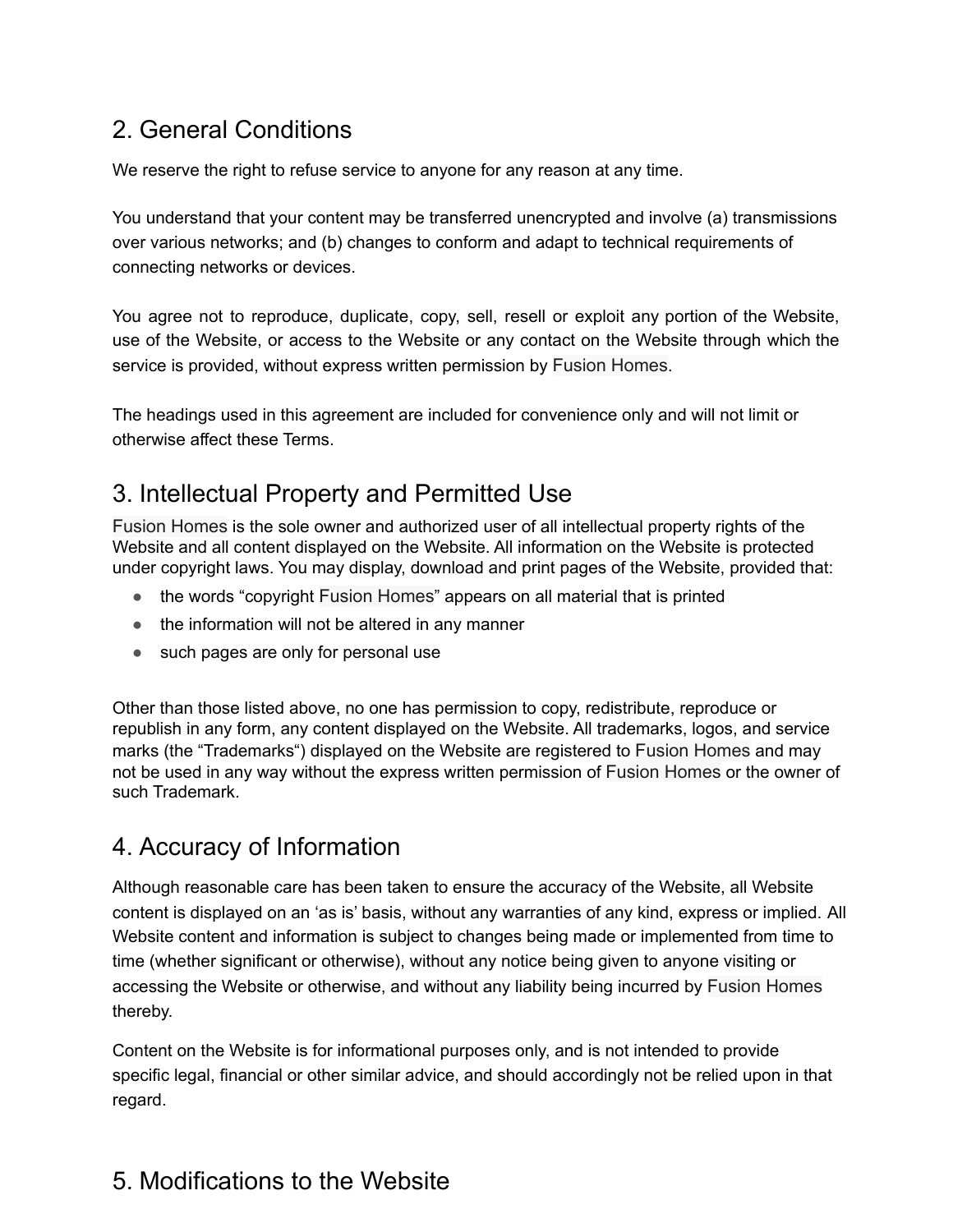## 2. General Conditions

We reserve the right to refuse service to anyone for any reason at any time.

You understand that your content may be transferred unencrypted and involve (a) transmissions over various networks; and (b) changes to conform and adapt to technical requirements of connecting networks or devices.

You agree not to reproduce, duplicate, copy, sell, resell or exploit any portion of the Website, use of the Website, or access to the Website or any contact on the Website through which the service is provided, without express written permission by Fusion Homes.

The headings used in this agreement are included for convenience only and will not limit or otherwise affect these Terms.

## 3. Intellectual Property and Permitted Use

Fusion Homes is the sole owner and authorized user of all intellectual property rights of the Website and all content displayed on the Website. All information on the Website is protected under copyright laws. You may display, download and print pages of the Website, provided that:

- the words "copyright Fusion Homes" appears on all material that is printed
- the information will not be altered in any manner
- such pages are only for personal use

Other than those listed above, no one has permission to copy, redistribute, reproduce or republish in any form, any content displayed on the Website. All trademarks, logos, and service marks (the "Trademarks") displayed on the Website are registered to Fusion Homes and may not be used in any way without the express written permission of Fusion Homes or the owner of such Trademark.

## 4. Accuracy of Information

Although reasonable care has been taken to ensure the accuracy of the Website, all Website content is displayed on an 'as is' basis, without any warranties of any kind, express or implied. All Website content and information is subject to changes being made or implemented from time to time (whether significant or otherwise), without any notice being given to anyone visiting or accessing the Website or otherwise, and without any liability being incurred by Fusion Homes thereby.

Content on the Website is for informational purposes only, and is not intended to provide specific legal, financial or other similar advice, and should accordingly not be relied upon in that regard.

## 5. Modifications to the Website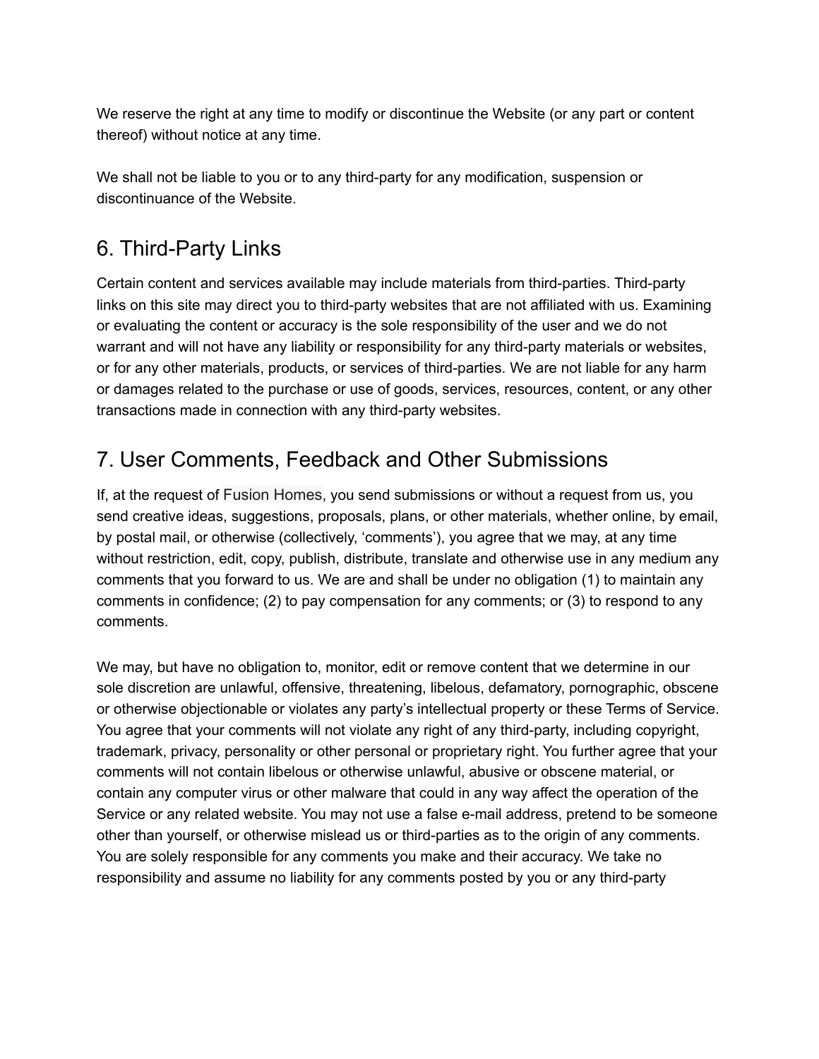We reserve the right at any time to modify or discontinue the Website (or any part or content thereof) without notice at any time.

We shall not be liable to you or to any third-party for any modification, suspension or discontinuance of the Website.

## 6. Third-Party Links

Certain content and services available may include materials from third-parties. Third-party links on this site may direct you to third-party websites that are not affiliated with us. Examining or evaluating the content or accuracy is the sole responsibility of the user and we do not warrant and will not have any liability or responsibility for any third-party materials or websites, or for any other materials, products, or services of third-parties. We are not liable for any harm or damages related to the purchase or use of goods, services, resources, content, or any other transactions made in connection with any third-party websites.

## 7. User Comments, Feedback and Other Submissions

If, at the request of Fusion Homes, you send submissions or without a request from us, you send creative ideas, suggestions, proposals, plans, or other materials, whether online, by email, by postal mail, or otherwise (collectively, 'comments'), you agree that we may, at any time without restriction, edit, copy, publish, distribute, translate and otherwise use in any medium any comments that you forward to us. We are and shall be under no obligation (1) to maintain any comments in confidence; (2) to pay compensation for any comments; or (3) to respond to any comments.

We may, but have no obligation to, monitor, edit or remove content that we determine in our sole discretion are unlawful, offensive, threatening, libelous, defamatory, pornographic, obscene or otherwise objectionable or violates any party's intellectual property or these Terms of Service. You agree that your comments will not violate any right of any third-party, including copyright, trademark, privacy, personality or other personal or proprietary right. You further agree that your comments will not contain libelous or otherwise unlawful, abusive or obscene material, or contain any computer virus or other malware that could in any way affect the operation of the Service or any related website. You may not use a false e-mail address, pretend to be someone other than yourself, or otherwise mislead us or third-parties as to the origin of any comments. You are solely responsible for any comments you make and their accuracy. We take no responsibility and assume no liability for any comments posted by you or any third-party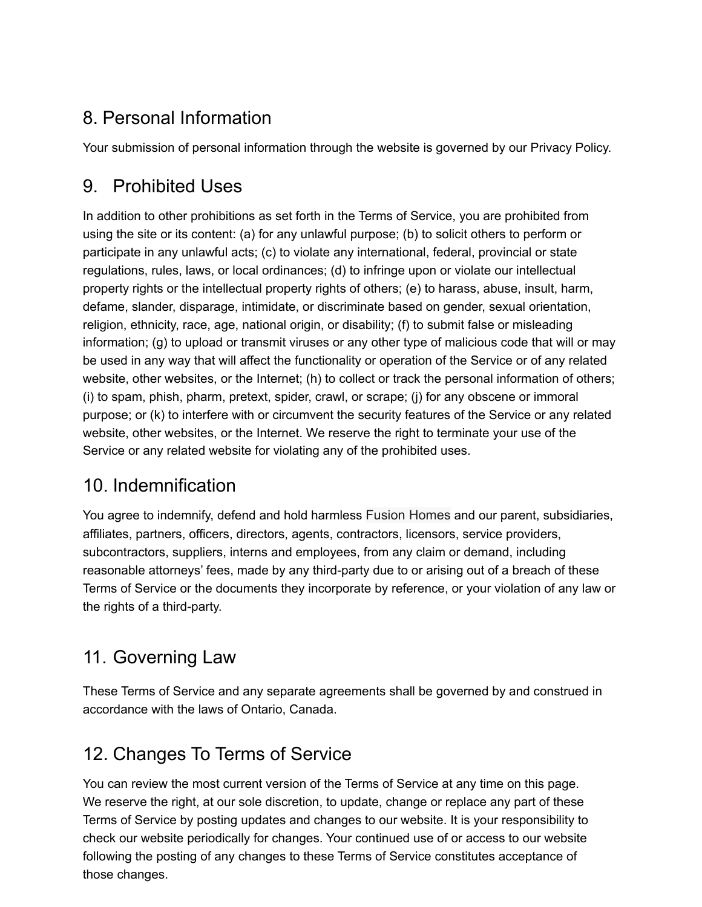## 8. Personal Information

Your submission of personal information through the website is governed by our Privacy Policy.

## 9. Prohibited Uses

In addition to other prohibitions as set forth in the Terms of Service, you are prohibited from using the site or its content: (a) for any unlawful purpose; (b) to solicit others to perform or participate in any unlawful acts; (c) to violate any international, federal, provincial or state regulations, rules, laws, or local ordinances; (d) to infringe upon or violate our intellectual property rights or the intellectual property rights of others; (e) to harass, abuse, insult, harm, defame, slander, disparage, intimidate, or discriminate based on gender, sexual orientation, religion, ethnicity, race, age, national origin, or disability; (f) to submit false or misleading information; (g) to upload or transmit viruses or any other type of malicious code that will or may be used in any way that will affect the functionality or operation of the Service or of any related website, other websites, or the Internet; (h) to collect or track the personal information of others; (i) to spam, phish, pharm, pretext, spider, crawl, or scrape; (j) for any obscene or immoral purpose; or (k) to interfere with or circumvent the security features of the Service or any related website, other websites, or the Internet. We reserve the right to terminate your use of the Service or any related website for violating any of the prohibited uses.

## 10. Indemnification

You agree to indemnify, defend and hold harmless Fusion Homes and our parent, subsidiaries, affiliates, partners, officers, directors, agents, contractors, licensors, service providers, subcontractors, suppliers, interns and employees, from any claim or demand, including reasonable attorneys' fees, made by any third-party due to or arising out of a breach of these Terms of Service or the documents they incorporate by reference, or your violation of any law or the rights of a third-party.

## 11. Governing Law

These Terms of Service and any separate agreements shall be governed by and construed in accordance with the laws of Ontario, Canada.

## 12. Changes To Terms of Service

You can review the most current version of the Terms of Service at any time on this page. We reserve the right, at our sole discretion, to update, change or replace any part of these Terms of Service by posting updates and changes to our website. It is your responsibility to check our website periodically for changes. Your continued use of or access to our website following the posting of any changes to these Terms of Service constitutes acceptance of those changes.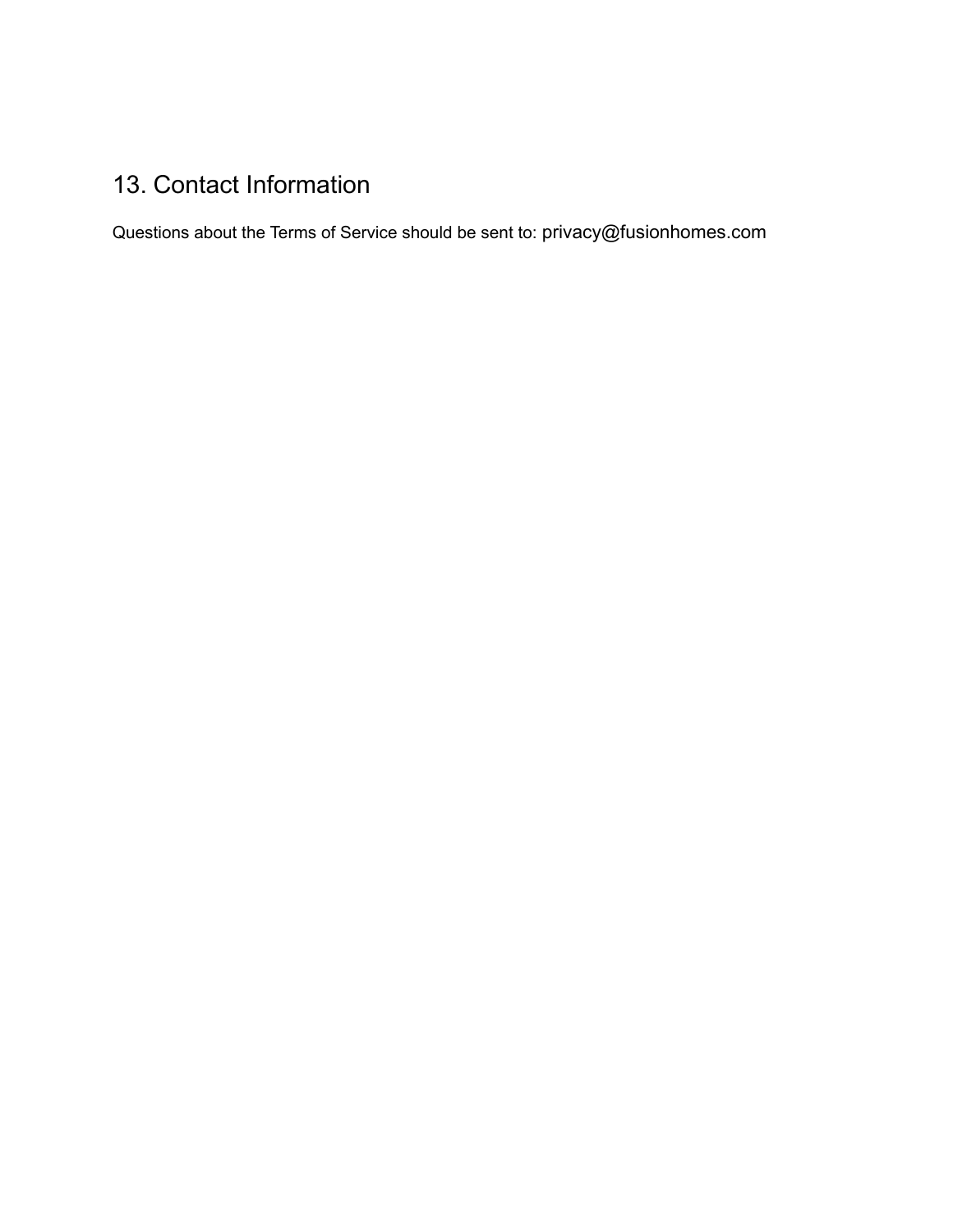## 13. Contact Information

Questions about the Terms of Service should be sent to: privacy@fusionhomes.com